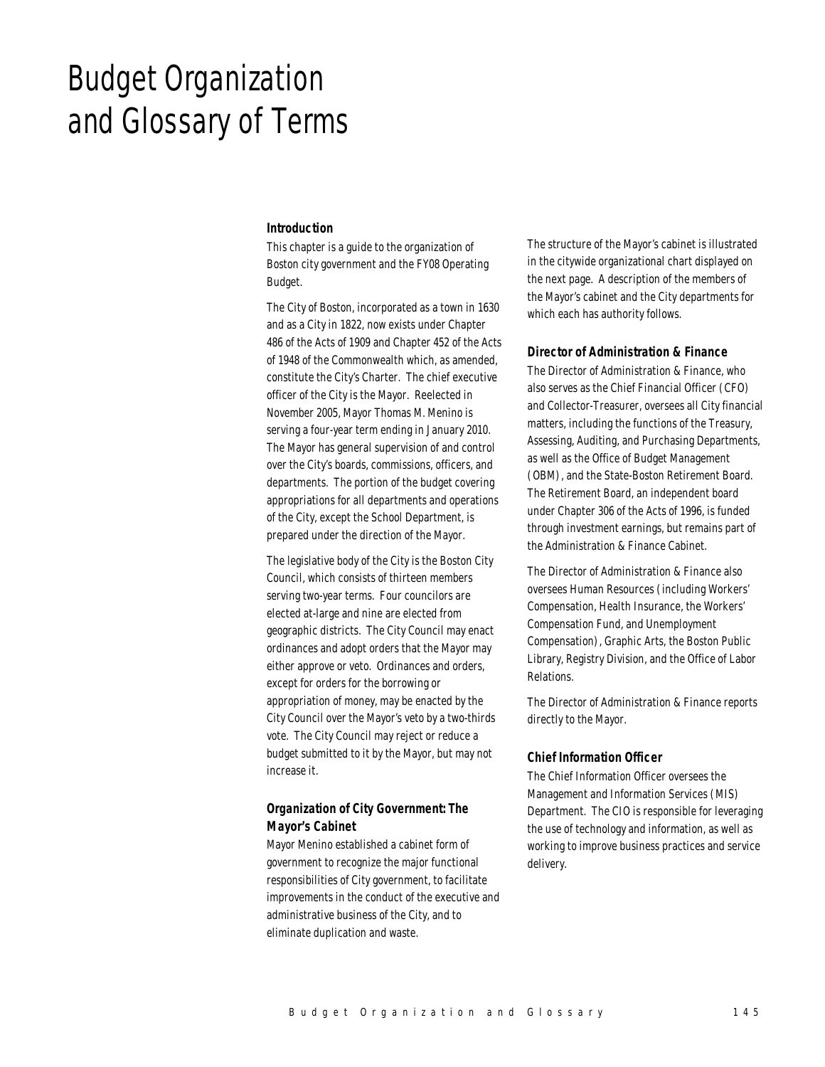# Budget Organization and Glossary of Terms

### Introduction

This chapter is a guide to the organization of Boston city government and the FY08 Operating Budget.

The City of Boston, incorporated as a town in 1630 and as a City in 1822, now exists under Chapter 486 of the Acts of 1909 and Chapter 452 of the Acts of 1948 of the Commonwealth which, as amended, constitute the City's Charter. The chief executive officer of the City is the Mayor. Reelected in November 2005, Mayor Thomas M. Menino is serving a four-year term ending in January 2010. The Mayor has general supervision of and control over the City's boards, commissions, officers, and departments. The portion of the budget covering appropriations for all departments and operations of the City, except the School Department, is prepared under the direction of the Mayor.

The legislative body of the City is the Boston City Council, which consists of thirteen members serving two-year terms. Four councilors are elected at-large and nine are elected from geographic districts. The City Council may enact ordinances and adopt orders that the Mayor may either approve or veto. Ordinances and orders, except for orders for the borrowing or appropriation of money, may be enacted by the City Council over the Mayor's veto by a two-thirds vote. The City Council may reject or reduce a budget submitted to it by the Mayor, but may not increase it.

### Organization of City Government: The Mayor's Cabinet

Mayor Menino established a cabinet form of government to recognize the major functional responsibilities of City government, to facilitate improvements in the conduct of the executive and administrative business of the City, and to eliminate duplication and waste.

The structure of the Mayor's cabinet is illustrated in the citywide organizational chart displayed on the next page. A description of the members of the Mayor's cabinet and the City departments for which each has authority follows.

### Director of Administration & Finance

The Director of Administration & Finance, who also serves as the Chief Financial Officer (CFO) and Collector-Treasurer, oversees all City financial matters, including the functions of the Treasury, Assessing, Auditing, and Purchasing Departments, as well as the Office of Budget Management (OBM), and the State-Boston Retirement Board. The Retirement Board, an independent board under Chapter 306 of the Acts of 1996, is funded through investment earnings, but remains part of the Administration & Finance Cabinet.

The Director of Administration & Finance also oversees Human Resources (including Workers' Compensation, Health Insurance, the Workers' Compensation Fund, and Unemployment Compensation), Graphic Arts, the Boston Public Library, Registry Division, and the Office of Labor Relations.

The Director of Administration & Finance reports directly to the Mayor.

### Chief Information Officer

The Chief Information Officer oversees the Management and Information Services (MIS) Department. The CIO is responsible for leveraging the use of technology and information, as well as working to improve business practices and service delivery.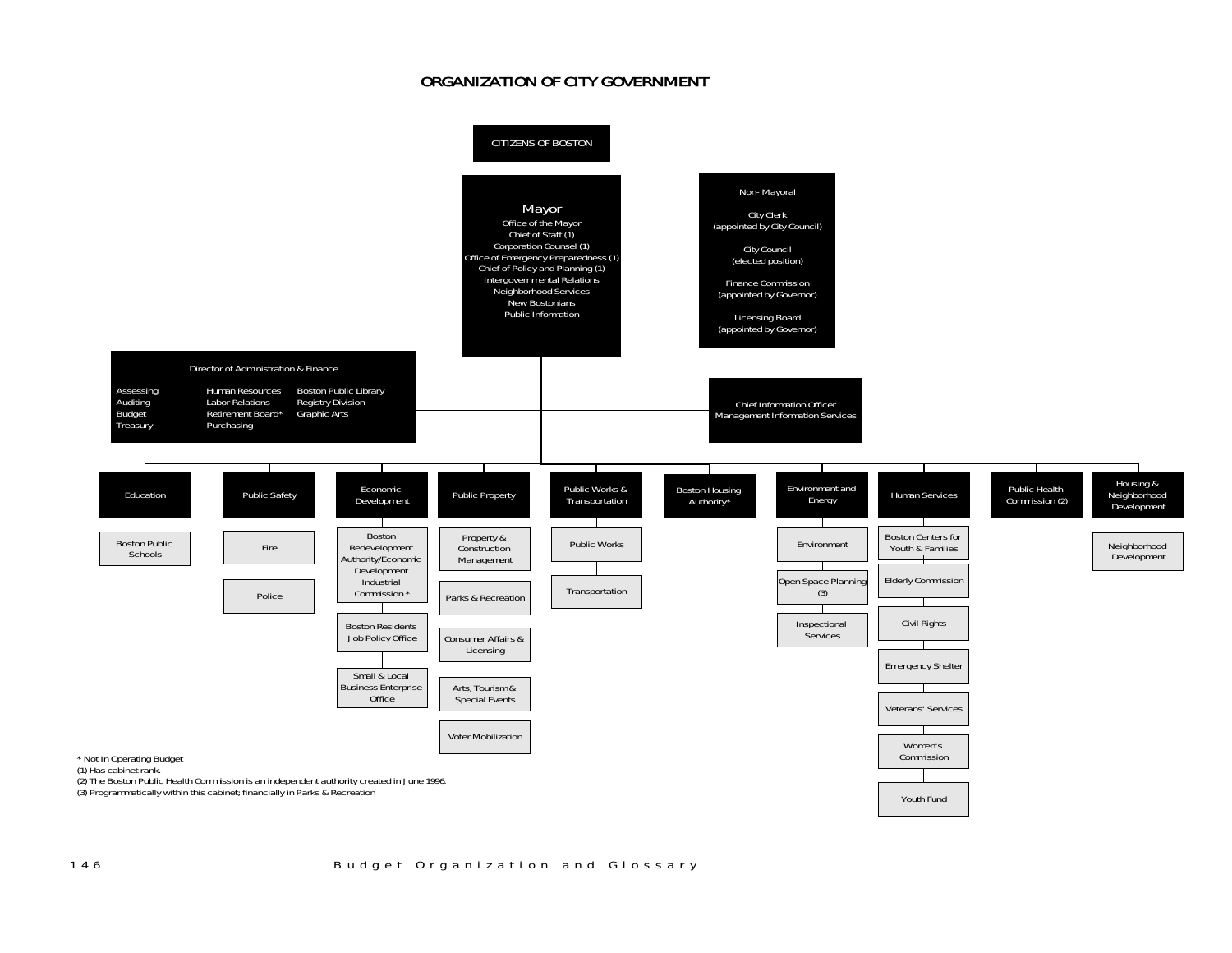# ORGANIZATION OF CITY GOVERNMENT

**CITIZENS OF BOSTON**

**Mayor**
- Office of the Mayor
- Chief of Staff (1)
- Corporation Counsel (1)
- Office of Emergency Preparedness (1)
- Chief of Policy and Planning (1)
- Intergovernmental Relations
- Neighborhood Services
- New Bostonians
- Public Information

**Non- Mayoral**
- City Clerk (appointed by City Council)
- City Council (elected position)
- Finance Commission (appointed by Governor)
- Licensing Board (appointed by Governor)

**Director of Administration & Finance**
- Assessing
- Auditing
- Budget
- Treasury
- Human Resources
- Labor Relations
- Retirement Board*
- Purchasing
- Boston Public Library
- Registry Division
- Graphic Arts

**Chief Information Officer**
- Management Information Services

**Education**
- Boston Public Schools

**Public Safety**
- Fire
- Police

**Economic Development**
- Boston Redevelopment Authority/Economic Development Industrial Commission *
- Boston Residents Job Policy Office
- Small & Local Business Enterprise Office

**Public Property**
- Property & Construction Management
- Parks & Recreation
- Consumer Affairs & Licensing
- Arts, Tourism & Special Events
- Voter Mobilization

**Public Works & Transportation**
- Public Works
- Transportation

**Boston Housing Authority***

**Environment and Energy**
- Environment
- Open Space Planning (3)
- Inspectional Services

**Human Services**
- Boston Centers for Youth & Families
- Elderly Commission
- Civil Rights
- Emergency Shelter
- Veterans' Services
- Women's Commission
- Youth Fund

**Public Health Commission (2)**

**Housing & Neighborhood Development**
- Neighborhood Development

\* Not In Operating Budget
(1) Has cabinet rank.
(2) The Boston Public Health Commission is an independent authority created in June 1996.
(3) Programmatically within this cabinet; financially in Parks & Recreation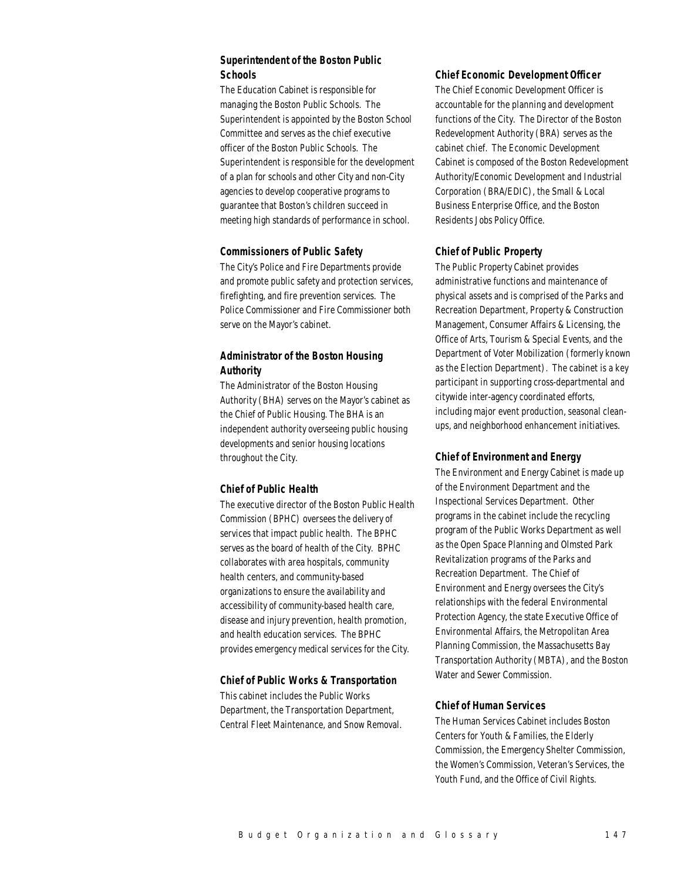### Superintendent of the Boston Public Schools

The Education Cabinet is responsible for managing the Boston Public Schools. The Superintendent is appointed by the Boston School Committee and serves as the chief executive officer of the Boston Public Schools. The Superintendent is responsible for the development of a plan for schools and other City and non-City agencies to develop cooperative programs to guarantee that Boston's children succeed in meeting high standards of performance in school.

### Commissioners of Public Safety

The City's Police and Fire Departments provide and promote public safety and protection services, firefighting, and fire prevention services. The Police Commissioner and Fire Commissioner both serve on the Mayor's cabinet.

### Administrator of the Boston Housing Authority

The Administrator of the Boston Housing Authority (BHA) serves on the Mayor's cabinet as the Chief of Public Housing. The BHA is an independent authority overseeing public housing developments and senior housing locations throughout the City.

### Chief of Public Health

The executive director of the Boston Public Health Commission (BPHC) oversees the delivery of services that impact public health. The BPHC serves as the board of health of the City. BPHC collaborates with area hospitals, community health centers, and community-based organizations to ensure the availability and accessibility of community-based health care, disease and injury prevention, health promotion, and health education services. The BPHC provides emergency medical services for the City.

### Chief of Public Works & Transportation

This cabinet includes the Public Works Department, the Transportation Department, Central Fleet Maintenance, and Snow Removal.

### Chief Economic Development Officer

The Chief Economic Development Officer is accountable for the planning and development functions of the City. The Director of the Boston Redevelopment Authority (BRA) serves as the cabinet chief. The Economic Development Cabinet is composed of the Boston Redevelopment Authority/Economic Development and Industrial Corporation (BRA/EDIC), the Small & Local Business Enterprise Office, and the Boston Residents Jobs Policy Office.

### Chief of Public Property

The Public Property Cabinet provides administrative functions and maintenance of physical assets and is comprised of the Parks and Recreation Department, Property & Construction Management, Consumer Affairs & Licensing, the Office of Arts, Tourism & Special Events, and the Department of Voter Mobilization (formerly known as the Election Department). The cabinet is a key participant in supporting cross-departmental and citywide inter-agency coordinated efforts, including major event production, seasonal clean-ups, and neighborhood enhancement initiatives.

### Chief of Environment and Energy

The Environment and Energy Cabinet is made up of the Environment Department and the Inspectional Services Department. Other programs in the cabinet include the recycling program of the Public Works Department as well as the Open Space Planning and Olmsted Park Revitalization programs of the Parks and Recreation Department. The Chief of Environment and Energy oversees the City's relationships with the federal Environmental Protection Agency, the state Executive Office of Environmental Affairs, the Metropolitan Area Planning Commission, the Massachusetts Bay Transportation Authority (MBTA), and the Boston Water and Sewer Commission.

### Chief of Human Services

The Human Services Cabinet includes Boston Centers for Youth & Families, the Elderly Commission, the Emergency Shelter Commission, the Women's Commission, Veteran's Services, the Youth Fund, and the Office of Civil Rights.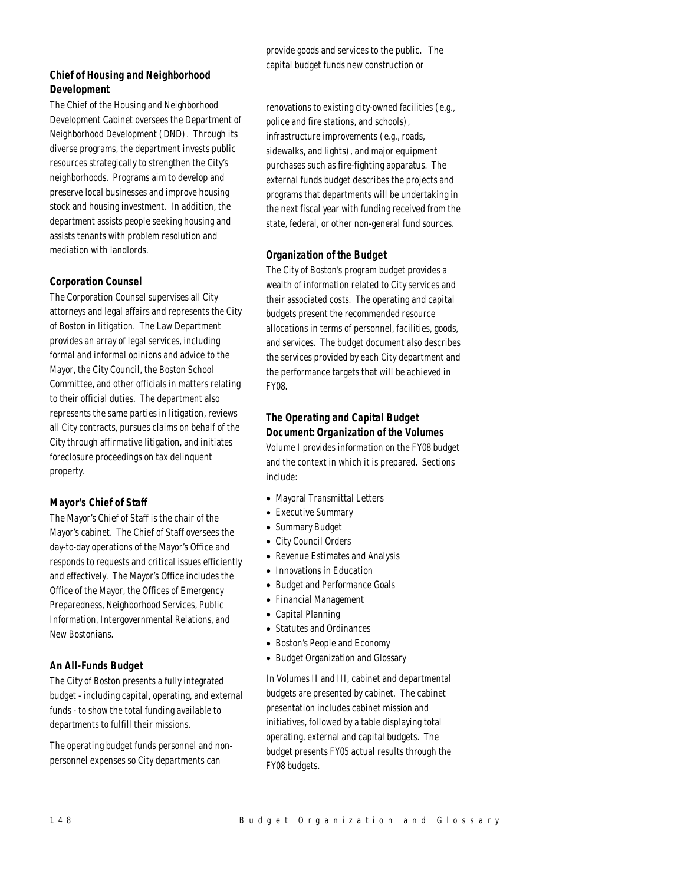### Chief of Housing and Neighborhood Development

The Chief of the Housing and Neighborhood Development Cabinet oversees the Department of Neighborhood Development (DND). Through its diverse programs, the department invests public resources strategically to strengthen the City's neighborhoods. Programs aim to develop and preserve local businesses and improve housing stock and housing investment. In addition, the department assists people seeking housing and assists tenants with problem resolution and mediation with landlords.

### Corporation Counsel

The Corporation Counsel supervises all City attorneys and legal affairs and represents the City of Boston in litigation. The Law Department provides an array of legal services, including formal and informal opinions and advice to the Mayor, the City Council, the Boston School Committee, and other officials in matters relating to their official duties. The department also represents the same parties in litigation, reviews all City contracts, pursues claims on behalf of the City through affirmative litigation, and initiates foreclosure proceedings on tax delinquent property.

### Mayor's Chief of Staff

The Mayor's Chief of Staff is the chair of the Mayor's cabinet. The Chief of Staff oversees the day-to-day operations of the Mayor's Office and responds to requests and critical issues efficiently and effectively. The Mayor's Office includes the Office of the Mayor, the Offices of Emergency Preparedness, Neighborhood Services, Public Information, Intergovernmental Relations, and New Bostonians.

### An All-Funds Budget

The City of Boston presents a fully integrated budget - including capital, operating, and external funds - to show the total funding available to departments to fulfill their missions.

The operating budget funds personnel and non-personnel expenses so City departments can provide goods and services to the public. The capital budget funds new construction or renovations to existing city-owned facilities (e.g., police and fire stations, and schools), infrastructure improvements (e.g., roads, sidewalks, and lights), and major equipment purchases such as fire-fighting apparatus. The external funds budget describes the projects and programs that departments will be undertaking in the next fiscal year with funding received from the state, federal, or other non-general fund sources.

### Organization of the Budget

The City of Boston's program budget provides a wealth of information related to City services and their associated costs. The operating and capital budgets present the recommended resource allocations in terms of personnel, facilities, goods, and services. The budget document also describes the services provided by each City department and the performance targets that will be achieved in FY08.

### The Operating and Capital Budget Document: Organization of the Volumes

Volume I provides information on the FY08 budget and the context in which it is prepared. Sections include:

- Mayoral Transmittal Letters
- Executive Summary
- Summary Budget
- City Council Orders
- Revenue Estimates and Analysis
- Innovations in Education
- Budget and Performance Goals
- Financial Management
- Capital Planning
- Statutes and Ordinances
- Boston's People and Economy
- Budget Organization and Glossary

In Volumes II and III, cabinet and departmental budgets are presented by cabinet. The cabinet presentation includes cabinet mission and initiatives, followed by a table displaying total operating, external and capital budgets. The budget presents FY05 actual results through the FY08 budgets.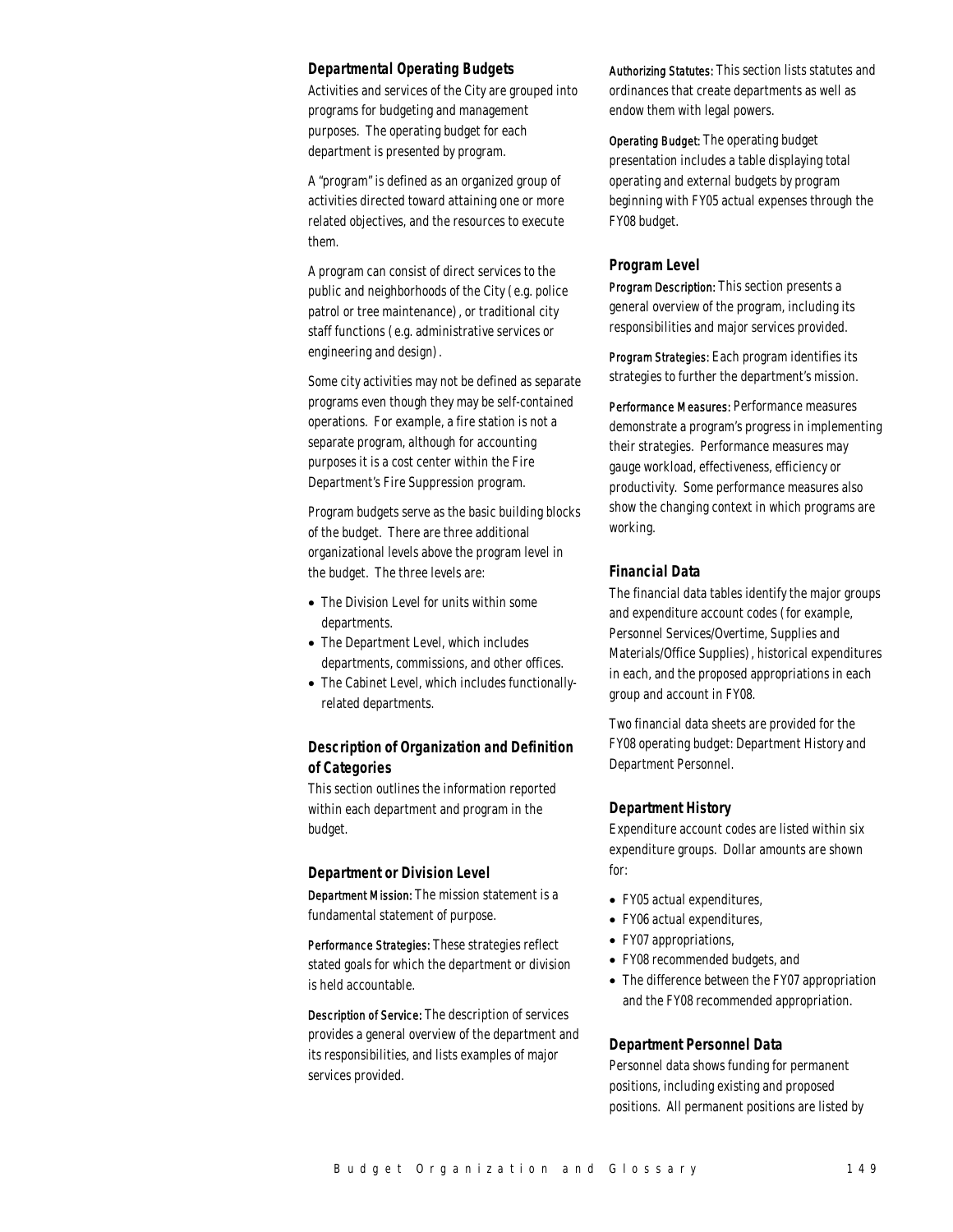### Departmental Operating Budgets

Activities and services of the City are grouped into programs for budgeting and management purposes. The operating budget for each department is presented by program.

A "program" is defined as an organized group of activities directed toward attaining one or more related objectives, and the resources to execute them.

A program can consist of direct services to the public and neighborhoods of the City (e.g. police patrol or tree maintenance), or traditional city staff functions (e.g. administrative services or engineering and design).

Some city activities may not be defined as separate programs even though they may be self-contained operations. For example, a fire station is not a separate program, although for accounting purposes it is a cost center within the Fire Department's Fire Suppression program.

Program budgets serve as the basic building blocks of the budget. There are three additional organizational levels above the program level in the budget. The three levels are:

- The Division Level for units within some departments.
- The Department Level, which includes departments, commissions, and other offices.
- The Cabinet Level, which includes functionally-related departments.

### Description of Organization and Definition of Categories

This section outlines the information reported within each department and program in the budget.

### Department or Division Level

Department Mission: The mission statement is a fundamental statement of purpose.

Performance Strategies: These strategies reflect stated goals for which the department or division is held accountable.

Description of Service: The description of services provides a general overview of the department and its responsibilities, and lists examples of major services provided.

Authorizing Statutes: This section lists statutes and ordinances that create departments as well as endow them with legal powers.

Operating Budget: The operating budget presentation includes a table displaying total operating and external budgets by program beginning with FY05 actual expenses through the FY08 budget.

### Program Level

Program Description: This section presents a general overview of the program, including its responsibilities and major services provided.

Program Strategies: Each program identifies its strategies to further the department's mission.

Performance Measures: Performance measures demonstrate a program's progress in implementing their strategies. Performance measures may gauge workload, effectiveness, efficiency or productivity. Some performance measures also show the changing context in which programs are working.

### Financial Data

The financial data tables identify the major groups and expenditure account codes (for example, Personnel Services/Overtime, Supplies and Materials/Office Supplies), historical expenditures in each, and the proposed appropriations in each group and account in FY08.

Two financial data sheets are provided for the FY08 operating budget: Department History and Department Personnel.

### Department History

Expenditure account codes are listed within six expenditure groups. Dollar amounts are shown for:

- FY05 actual expenditures,
- FY06 actual expenditures,
- FY07 appropriations,
- FY08 recommended budgets, and
- The difference between the FY07 appropriation and the FY08 recommended appropriation.

### Department Personnel Data

Personnel data shows funding for permanent positions, including existing and proposed positions. All permanent positions are listed by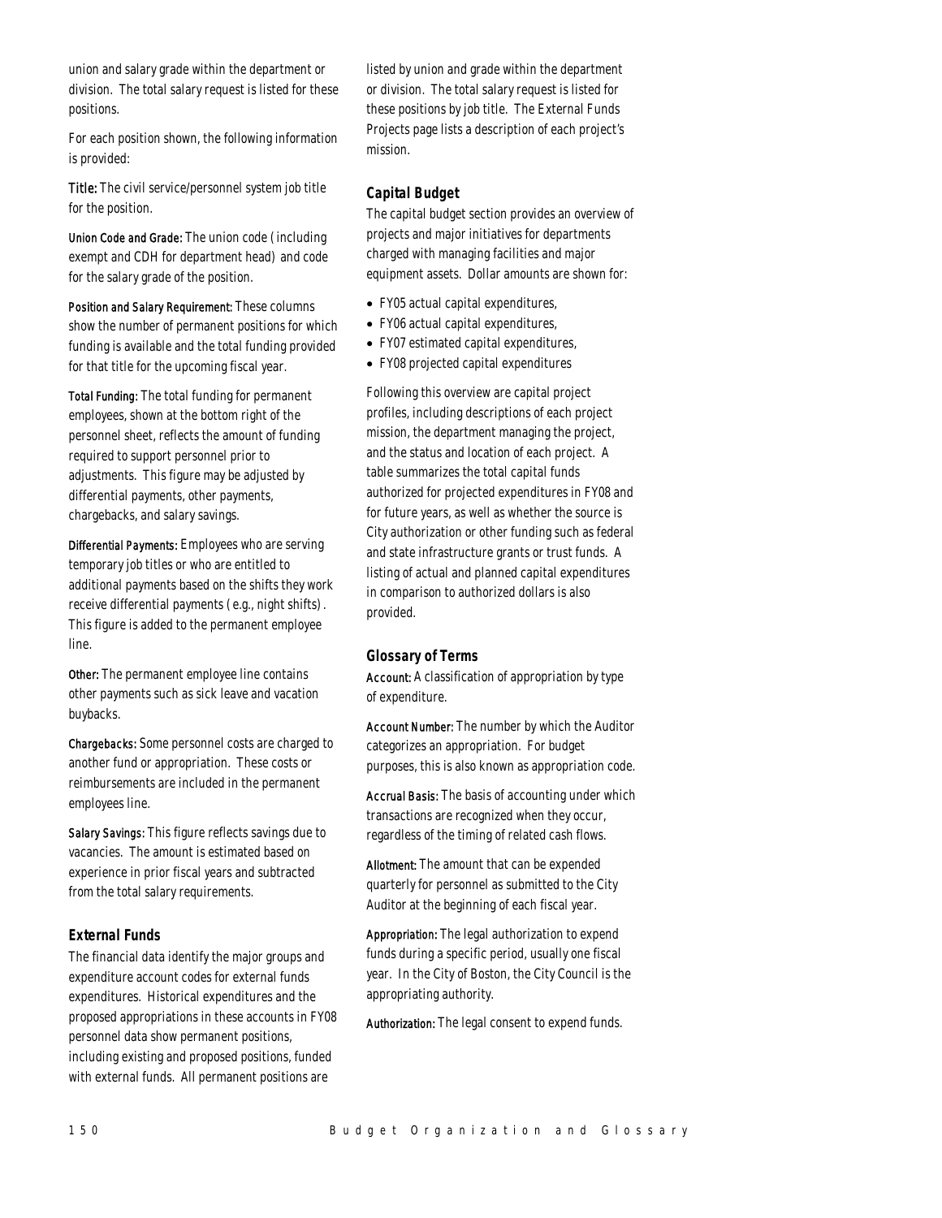union and salary grade within the department or division. The total salary request is listed for these positions.

For each position shown, the following information is provided:

**Title:** The civil service/personnel system job title for the position.

**Union Code and Grade:** The union code (including exempt and CDH for department head) and code for the salary grade of the position.

**Position and Salary Requirement:** These columns show the number of permanent positions for which funding is available and the total funding provided for that title for the upcoming fiscal year.

**Total Funding:** The total funding for permanent employees, shown at the bottom right of the personnel sheet, reflects the amount of funding required to support personnel prior to adjustments. This figure may be adjusted by differential payments, other payments, chargebacks, and salary savings.

**Differential Payments:** Employees who are serving temporary job titles or who are entitled to additional payments based on the shifts they work receive differential payments (e.g., night shifts). This figure is added to the permanent employee line.

**Other:** The permanent employee line contains other payments such as sick leave and vacation buybacks.

**Chargebacks:** Some personnel costs are charged to another fund or appropriation. These costs or reimbursements are included in the permanent employees line.

**Salary Savings:** This figure reflects savings due to vacancies. The amount is estimated based on experience in prior fiscal years and subtracted from the total salary requirements.

### External Funds

The financial data identify the major groups and expenditure account codes for external funds expenditures. Historical expenditures and the proposed appropriations in these accounts in FY08 personnel data show permanent positions, including existing and proposed positions, funded with external funds. All permanent positions are listed by union and grade within the department or division. The total salary request is listed for these positions by job title. The External Funds Projects page lists a description of each project's mission.

### Capital Budget

The capital budget section provides an overview of projects and major initiatives for departments charged with managing facilities and major equipment assets. Dollar amounts are shown for:

- FY05 actual capital expenditures,
- FY06 actual capital expenditures,
- FY07 estimated capital expenditures,
- FY08 projected capital expenditures

Following this overview are capital project profiles, including descriptions of each project mission, the department managing the project, and the status and location of each project. A table summarizes the total capital funds authorized for projected expenditures in FY08 and for future years, as well as whether the source is City authorization or other funding such as federal and state infrastructure grants or trust funds. A listing of actual and planned capital expenditures in comparison to authorized dollars is also provided.

### Glossary of Terms

**Account:** A classification of appropriation by type of expenditure.

**Account Number:** The number by which the Auditor categorizes an appropriation. For budget purposes, this is also known as appropriation code.

**Accrual Basis:** The basis of accounting under which transactions are recognized when they occur, regardless of the timing of related cash flows.

**Allotment:** The amount that can be expended quarterly for personnel as submitted to the City Auditor at the beginning of each fiscal year.

**Appropriation:** The legal authorization to expend funds during a specific period, usually one fiscal year. In the City of Boston, the City Council is the appropriating authority.

**Authorization:** The legal consent to expend funds.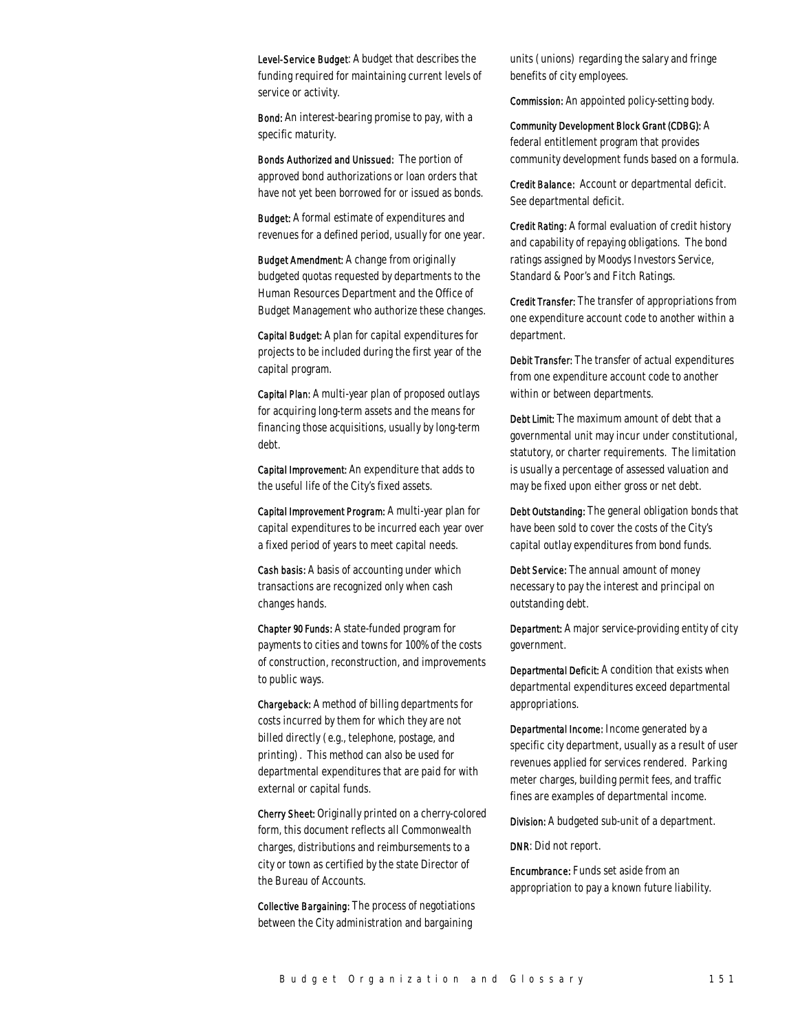**Level-Service Budget**: A budget that describes the funding required for maintaining current levels of service or activity.

**Bond:** An interest-bearing promise to pay, with a specific maturity.

**Bonds Authorized and Unissued:** The portion of approved bond authorizations or loan orders that have not yet been borrowed for or issued as bonds.

**Budget:** A formal estimate of expenditures and revenues for a defined period, usually for one year.

**Budget Amendment:** A change from originally budgeted quotas requested by departments to the Human Resources Department and the Office of Budget Management who authorize these changes.

**Capital Budget:** A plan for capital expenditures for projects to be included during the first year of the capital program.

**Capital Plan:** A multi-year plan of proposed outlays for acquiring long-term assets and the means for financing those acquisitions, usually by long-term debt.

**Capital Improvement:** An expenditure that adds to the useful life of the City's fixed assets.

**Capital Improvement Program:** A multi-year plan for capital expenditures to be incurred each year over a fixed period of years to meet capital needs.

**Cash basis:** A basis of accounting under which transactions are recognized only when cash changes hands.

**Chapter 90 Funds:** A state-funded program for payments to cities and towns for 100% of the costs of construction, reconstruction, and improvements to public ways.

**Chargeback:** A method of billing departments for costs incurred by them for which they are not billed directly (e.g., telephone, postage, and printing). This method can also be used for departmental expenditures that are paid for with external or capital funds.

**Cherry Sheet:** Originally printed on a cherry-colored form, this document reflects all Commonwealth charges, distributions and reimbursements to a city or town as certified by the state Director of the Bureau of Accounts.

**Collective Bargaining:** The process of negotiations between the City administration and bargaining units (unions) regarding the salary and fringe benefits of city employees.

**Commission:** An appointed policy-setting body.

**Community Development Block Grant (CDBG):** A federal entitlement program that provides community development funds based on a formula.

**Credit Balance:** Account or departmental deficit. See departmental deficit.

**Credit Rating:** A formal evaluation of credit history and capability of repaying obligations. The bond ratings assigned by Moodys Investors Service, Standard & Poor's and Fitch Ratings.

**Credit Transfer:** The transfer of appropriations from one expenditure account code to another within a department.

**Debit Transfer:** The transfer of actual expenditures from one expenditure account code to another within or between departments.

**Debt Limit:** The maximum amount of debt that a governmental unit may incur under constitutional, statutory, or charter requirements. The limitation is usually a percentage of assessed valuation and may be fixed upon either gross or net debt.

**Debt Outstanding:** The general obligation bonds that have been sold to cover the costs of the City's capital outlay expenditures from bond funds.

**Debt Service:** The annual amount of money necessary to pay the interest and principal on outstanding debt.

**Department:** A major service-providing entity of city government.

**Departmental Deficit:** A condition that exists when departmental expenditures exceed departmental appropriations.

**Departmental Income:** Income generated by a specific city department, usually as a result of user revenues applied for services rendered. Parking meter charges, building permit fees, and traffic fines are examples of departmental income.

**Division:** A budgeted sub-unit of a department.

**DNR**: Did not report.

**Encumbrance:** Funds set aside from an appropriation to pay a known future liability.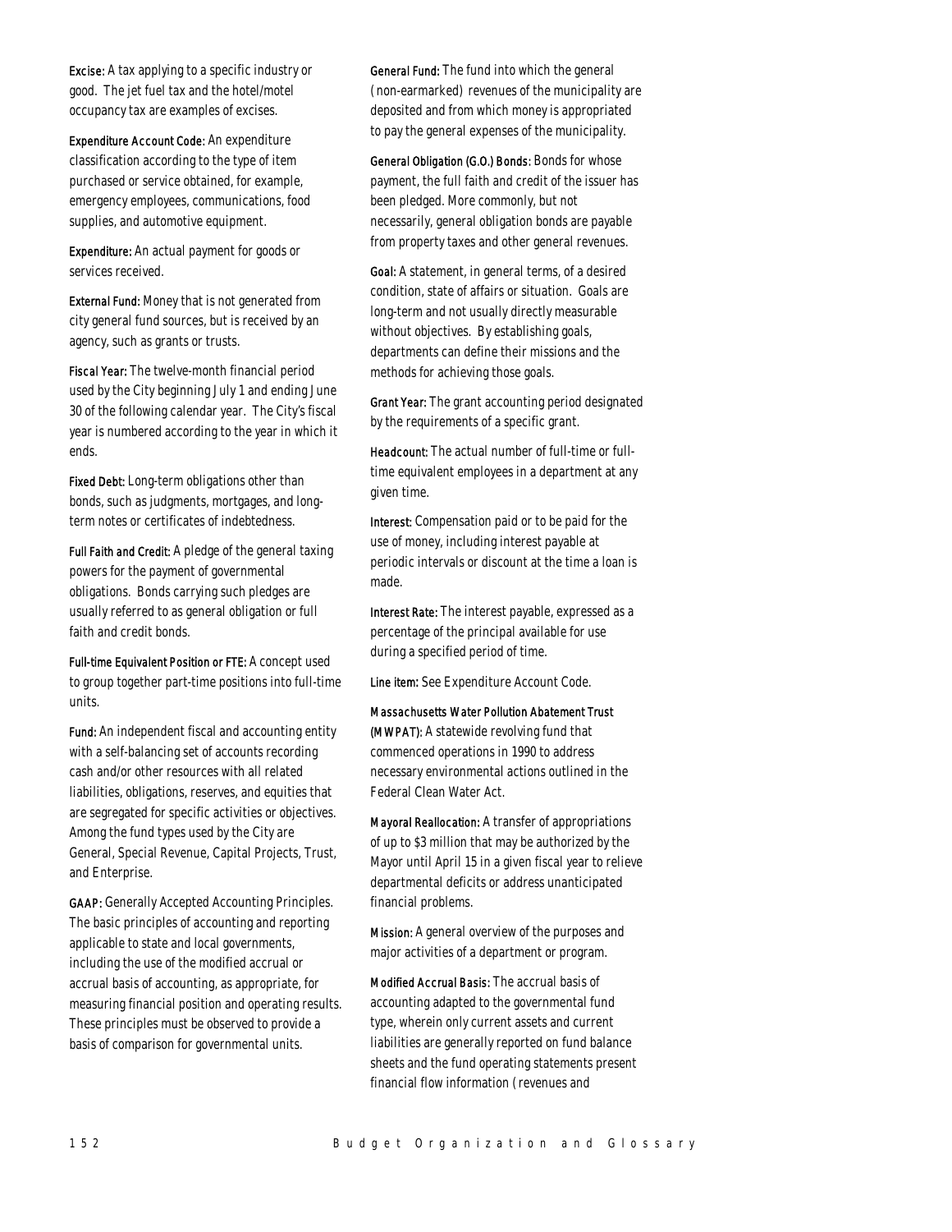**Excise:** A tax applying to a specific industry or good. The jet fuel tax and the hotel/motel occupancy tax are examples of excises.

**Expenditure Account Code:** An expenditure classification according to the type of item purchased or service obtained, for example, emergency employees, communications, food supplies, and automotive equipment.

**Expenditure:** An actual payment for goods or services received.

**External Fund:** Money that is not generated from city general fund sources, but is received by an agency, such as grants or trusts.

**Fiscal Year:** The twelve-month financial period used by the City beginning July 1 and ending June 30 of the following calendar year. The City's fiscal year is numbered according to the year in which it ends.

**Fixed Debt:** Long-term obligations other than bonds, such as judgments, mortgages, and long-term notes or certificates of indebtedness.

**Full Faith and Credit:** A pledge of the general taxing powers for the payment of governmental obligations. Bonds carrying such pledges are usually referred to as general obligation or full faith and credit bonds.

**Full-time Equivalent Position or FTE:** A concept used to group together part-time positions into full-time units.

**Fund:** An independent fiscal and accounting entity with a self-balancing set of accounts recording cash and/or other resources with all related liabilities, obligations, reserves, and equities that are segregated for specific activities or objectives. Among the fund types used by the City are General, Special Revenue, Capital Projects, Trust, and Enterprise.

**GAAP:** Generally Accepted Accounting Principles. The basic principles of accounting and reporting applicable to state and local governments, including the use of the modified accrual or accrual basis of accounting, as appropriate, for measuring financial position and operating results. These principles must be observed to provide a basis of comparison for governmental units.

**General Fund:** The fund into which the general (non-earmarked) revenues of the municipality are deposited and from which money is appropriated to pay the general expenses of the municipality.

**General Obligation (G.O.) Bonds:** Bonds for whose payment, the full faith and credit of the issuer has been pledged. More commonly, but not necessarily, general obligation bonds are payable from property taxes and other general revenues.

**Goal:** A statement, in general terms, of a desired condition, state of affairs or situation. Goals are long-term and not usually directly measurable without objectives. By establishing goals, departments can define their missions and the methods for achieving those goals.

**Grant Year:** The grant accounting period designated by the requirements of a specific grant.

**Headcount:** The actual number of full-time or full-time equivalent employees in a department at any given time.

**Interest:** Compensation paid or to be paid for the use of money, including interest payable at periodic intervals or discount at the time a loan is made.

**Interest Rate:** The interest payable, expressed as a percentage of the principal available for use during a specified period of time.

**Line item:** See Expenditure Account Code.

**Massachusetts Water Pollution Abatement Trust (MWPAT):** A statewide revolving fund that commenced operations in 1990 to address necessary environmental actions outlined in the Federal Clean Water Act.

**Mayoral Reallocation:** A transfer of appropriations of up to $3 million that may be authorized by the Mayor until April 15 in a given fiscal year to relieve departmental deficits or address unanticipated financial problems.

**Mission:** A general overview of the purposes and major activities of a department or program.

**Modified Accrual Basis:** The accrual basis of accounting adapted to the governmental fund type, wherein only current assets and current liabilities are generally reported on fund balance sheets and the fund operating statements present financial flow information (revenues and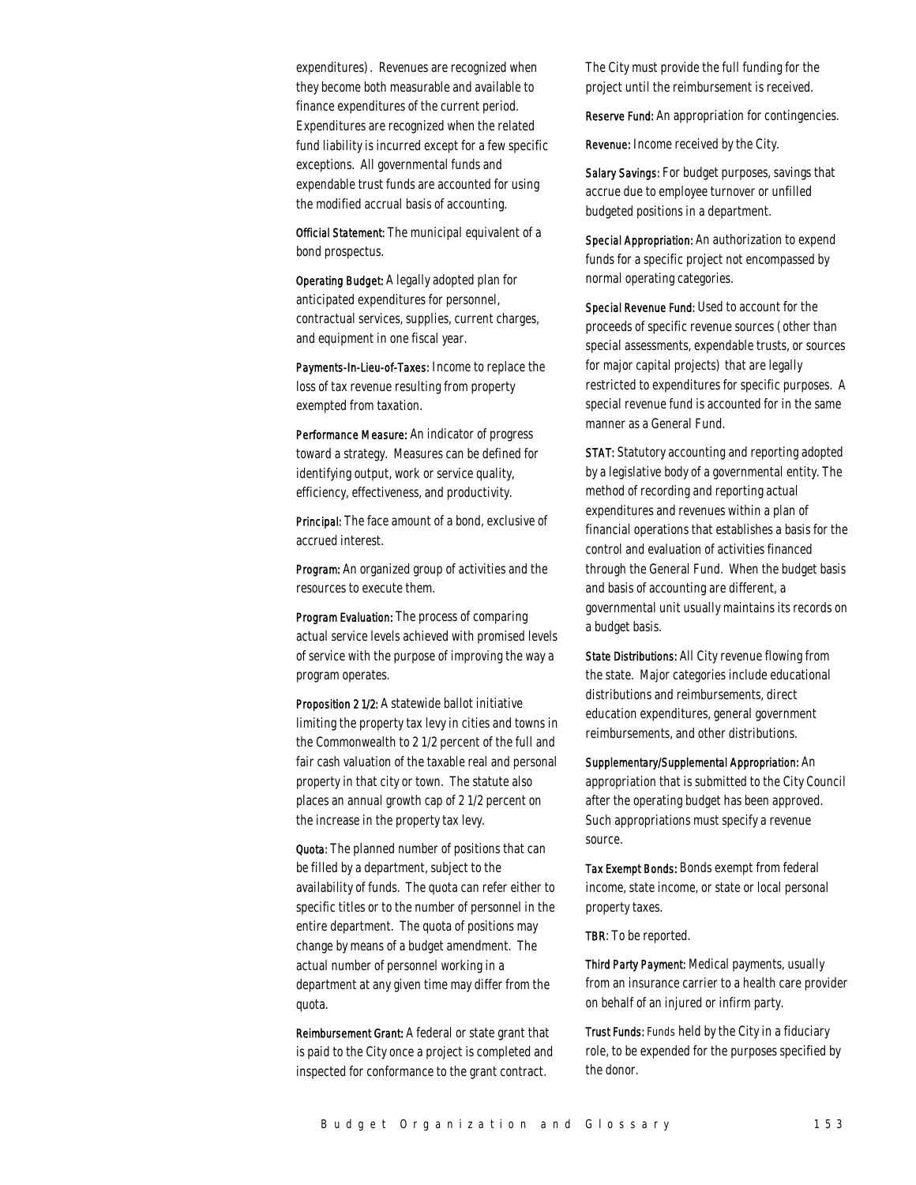expenditures). Revenues are recognized when they become both measurable and available to finance expenditures of the current period. Expenditures are recognized when the related fund liability is incurred except for a few specific exceptions. All governmental funds and expendable trust funds are accounted for using the modified accrual basis of accounting.

**Official Statement:** The municipal equivalent of a bond prospectus.

**Operating Budget:** A legally adopted plan for anticipated expenditures for personnel, contractual services, supplies, current charges, and equipment in one fiscal year.

**Payments-In-Lieu-of-Taxes:** Income to replace the loss of tax revenue resulting from property exempted from taxation.

**Performance Measure:** An indicator of progress toward a strategy. Measures can be defined for identifying output, work or service quality, efficiency, effectiveness, and productivity.

**Principal:** The face amount of a bond, exclusive of accrued interest.

**Program:** An organized group of activities and the resources to execute them.

**Program Evaluation:** The process of comparing actual service levels achieved with promised levels of service with the purpose of improving the way a program operates.

**Proposition 2 1/2:** A statewide ballot initiative limiting the property tax levy in cities and towns in the Commonwealth to 2 1/2 percent of the full and fair cash valuation of the taxable real and personal property in that city or town. The statute also places an annual growth cap of 2 1/2 percent on the increase in the property tax levy.

**Quota:** The planned number of positions that can be filled by a department, subject to the availability of funds. The quota can refer either to specific titles or to the number of personnel in the entire department. The quota of positions may change by means of a budget amendment. The actual number of personnel working in a department at any given time may differ from the quota.

**Reimbursement Grant:** A federal or state grant that is paid to the City once a project is completed and inspected for conformance to the grant contract. The City must provide the full funding for the project until the reimbursement is received.

**Reserve Fund:** An appropriation for contingencies.

**Revenue:** Income received by the City.

**Salary Savings:** For budget purposes, savings that accrue due to employee turnover or unfilled budgeted positions in a department.

**Special Appropriation:** An authorization to expend funds for a specific project not encompassed by normal operating categories.

**Special Revenue Fund:** Used to account for the proceeds of specific revenue sources (other than special assessments, expendable trusts, or sources for major capital projects) that are legally restricted to expenditures for specific purposes. A special revenue fund is accounted for in the same manner as a General Fund.

**STAT:** Statutory accounting and reporting adopted by a legislative body of a governmental entity. The method of recording and reporting actual expenditures and revenues within a plan of financial operations that establishes a basis for the control and evaluation of activities financed through the General Fund. When the budget basis and basis of accounting are different, a governmental unit usually maintains its records on a budget basis.

**State Distributions:** All City revenue flowing from the state. Major categories include educational distributions and reimbursements, direct education expenditures, general government reimbursements, and other distributions.

**Supplementary/Supplemental Appropriation:** An appropriation that is submitted to the City Council after the operating budget has been approved. Such appropriations must specify a revenue source.

**Tax Exempt Bonds:** Bonds exempt from federal income, state income, or state or local personal property taxes.

**TBR:** To be reported.

**Third Party Payment:** Medical payments, usually from an insurance carrier to a health care provider on behalf of an injured or infirm party.

**Trust Funds:** Funds held by the City in a fiduciary role, to be expended for the purposes specified by the donor.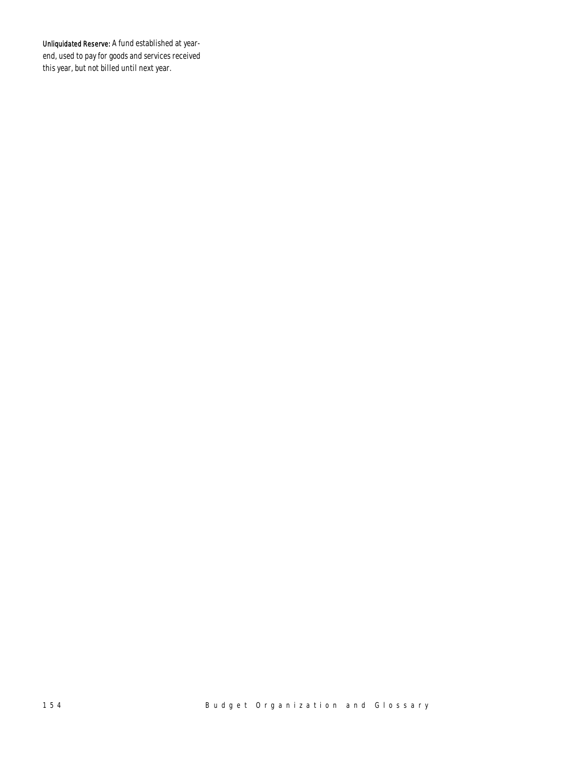**Unliquidated Reserve:** A fund established at year-end, used to pay for goods and services received this year, but not billed until next year.